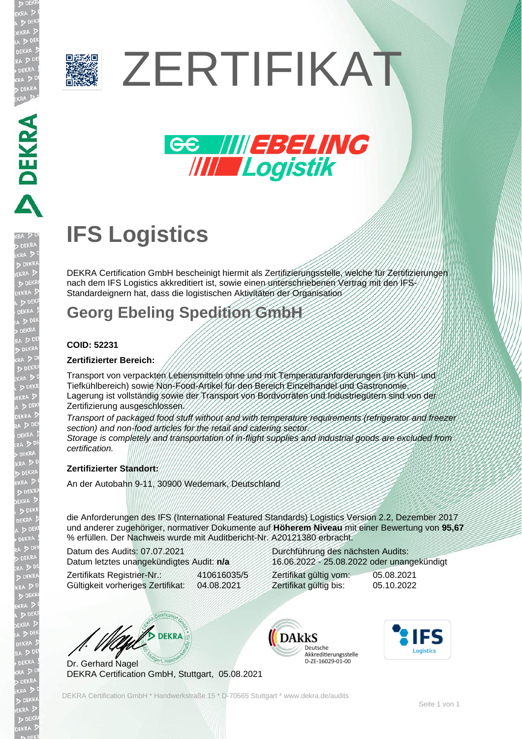# ZERTIFIKAT

GE EBELING Logistik

## IFS Logistics

DEKRA Certification GmbH bescheinigt hiermit als Zertifizierungsstelle, welche für Zertifizierungen nach dem IFS Logistics akkreditiert ist, sowie einen unterschriebenen Vertrag mit den IFS-Standardeignern hat, dass die logistischen Aktivitäten der Organisation

## Georg Ebeling Spedition GmbH

**COID: 52231**

**Zertifizierter Bereich:**

Transport von verpackten Lebensmitteln ohne und mit Temperaturanforderungen (im Kühl- und Tiefkühlbereich) sowie Non-Food-Artikel für den Bereich Einzelhandel und Gastronomie.
Lagerung ist vollständig sowie der Transport von Bordvorräten und Industriegütern sind von der Zertifizierung ausgeschlossen.
*Transport of packaged food stuff without and with temperature requirements (refrigerator and freezer section) and non-food articles for the retail and catering sector.*
*Storage is completely and transportation of in-flight supplies and industrial goods are excluded from certification.*

**Zertifizierter Standort:**

An der Autobahn 9-11, 30900 Wedemark, Deutschland

die Anforderungen des IFS (International Featured Standards) Logistics Version 2.2, Dezember 2017 und anderer zugehöriger, normativer Dokumente auf **Höherem Niveau** mit einer Bewertung von **95,67** % erfüllen. Der Nachweis wurde mit Auditbericht-Nr. A20121380 erbracht.

Datum des Audits: 07.07.2021
Datum letztes unangekündigtes Audit: **n/a**

Durchführung des nächsten Audits:
16.06.2022 - 25.08.2022 oder unangekündigt

Zertifikats Registrier-Nr.: 410616035/5
Gültigkeit vorheriges Zertifikat: 04.08.2021

Zertifikat gültig vom: 05.08.2021
Zertifikat gültig bis: 05.10.2022

Dr. Gerhard Nagel
DEKRA Certification GmbH, Stuttgart, 05.08.2021

DAkkS Deutsche Akkreditierungsstelle D-ZE-16029-01-00

IFS Logistics

DEKRA Certification GmbH * Handwerkstraße 15 * D-70565 Stuttgart * www.dekra.de/audits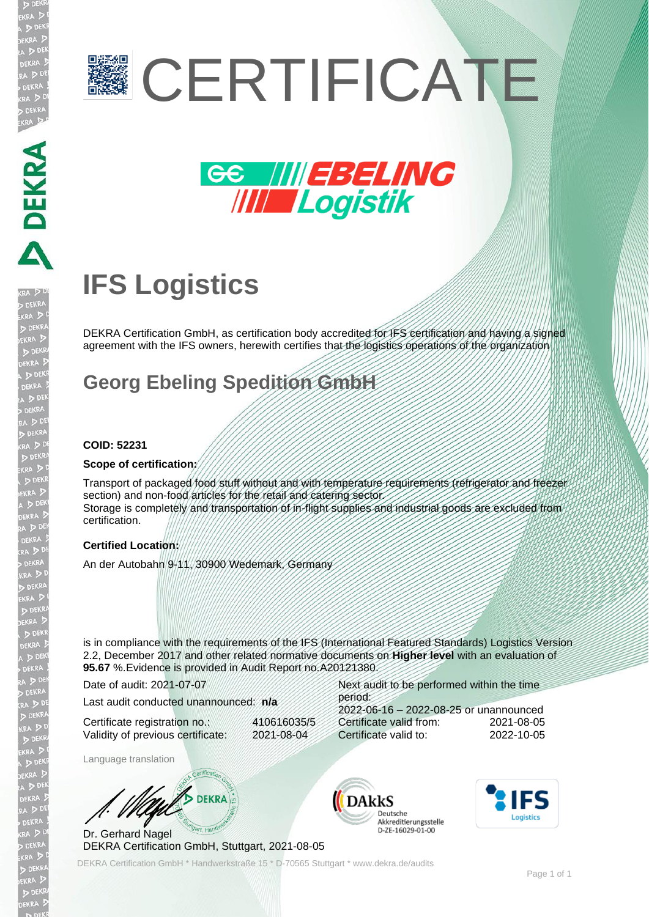# CERTIFICATE

EBELING Logistik

# IFS Logistics

DEKRA Certification GmbH, as certification body accredited for IFS certification and having a signed agreement with the IFS owners, herewith certifies that the logistics operations of the organization

## Georg Ebeling Spedition GmbH

**COID: 52231**

**Scope of certification:**

Transport of packaged food stuff without and with temperature requirements (refrigerator and freezer section) and non-food articles for the retail and catering sector.
Storage is completely and transportation of in-flight supplies and industrial goods are excluded from certification.

**Certified Location:**

An der Autobahn 9-11, 30900 Wedemark, Germany

is in compliance with the requirements of the IFS (International Featured Standards) Logistics Version 2.2, December 2017 and other related normative documents on **Higher level** with an evaluation of **95.67** %.Evidence is provided in Audit Report no.A20121380.

Date of audit: 2021-07-07

Last audit conducted unannounced: **n/a**

| | |
|---|---|
| Certificate registration no.: | 410616035/5 |
| Validity of previous certificate: | 2021-08-04 |

Next audit to be performed within the time period:
2022-06-16 – 2022-08-25 or unannounced

| | |
|---|---|
| Certificate valid from: | 2021-08-05 |
| Certificate valid to: | 2022-10-05 |

Language translation

Dr. Gerhard Nagel
DEKRA Certification GmbH, Stuttgart, 2021-08-05

DAkkS Deutsche Akkreditierungsstelle D-ZE-16029-01-00

IFS Logistics

DEKRA Certification GmbH * Handwerkstraße 15 * D-70565 Stuttgart * www.dekra.de/audits